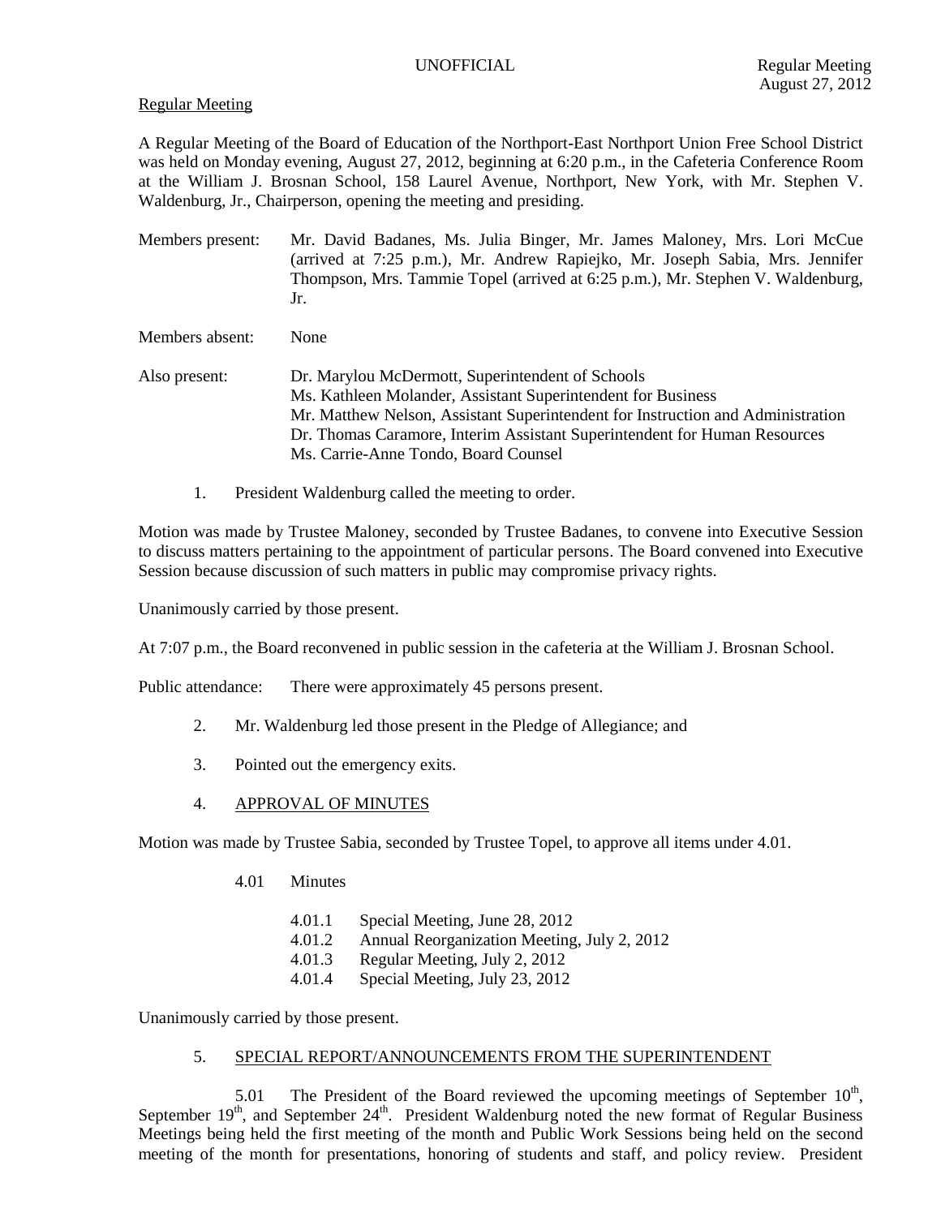UNOFFICIAL

Regular Meeting
August 27, 2012

Regular Meeting

A Regular Meeting of the Board of Education of the Northport-East Northport Union Free School District was held on Monday evening, August 27, 2012, beginning at 6:20 p.m., in the Cafeteria Conference Room at the William J. Brosnan School, 158 Laurel Avenue, Northport, New York, with Mr. Stephen V. Waldenburg, Jr., Chairperson, opening the meeting and presiding.

Members present: Mr. David Badanes, Ms. Julia Binger, Mr. James Maloney, Mrs. Lori McCue (arrived at 7:25 p.m.), Mr. Andrew Rapiejko, Mr. Joseph Sabia, Mrs. Jennifer Thompson, Mrs. Tammie Topel (arrived at 6:25 p.m.), Mr. Stephen V. Waldenburg, Jr.

Members absent: None

Also present: Dr. Marylou McDermott, Superintendent of Schools
Ms. Kathleen Molander, Assistant Superintendent for Business
Mr. Matthew Nelson, Assistant Superintendent for Instruction and Administration
Dr. Thomas Caramore, Interim Assistant Superintendent for Human Resources
Ms. Carrie-Anne Tondo, Board Counsel

1. President Waldenburg called the meeting to order.

Motion was made by Trustee Maloney, seconded by Trustee Badanes, to convene into Executive Session to discuss matters pertaining to the appointment of particular persons. The Board convened into Executive Session because discussion of such matters in public may compromise privacy rights.

Unanimously carried by those present.

At 7:07 p.m., the Board reconvened in public session in the cafeteria at the William J. Brosnan School.

Public attendance: There were approximately 45 persons present.

2. Mr. Waldenburg led those present in the Pledge of Allegiance; and

3. Pointed out the emergency exits.

4. APPROVAL OF MINUTES

Motion was made by Trustee Sabia, seconded by Trustee Topel, to approve all items under 4.01.

4.01 Minutes

- 4.01.1 Special Meeting, June 28, 2012
- 4.01.2 Annual Reorganization Meeting, July 2, 2012
- 4.01.3 Regular Meeting, July 2, 2012
- 4.01.4 Special Meeting, July 23, 2012

Unanimously carried by those present.

5. SPECIAL REPORT/ANNOUNCEMENTS FROM THE SUPERINTENDENT

5.01 The President of the Board reviewed the upcoming meetings of September 10th, September 19th, and September 24th. President Waldenburg noted the new format of Regular Business Meetings being held the first meeting of the month and Public Work Sessions being held on the second meeting of the month for presentations, honoring of students and staff, and policy review. President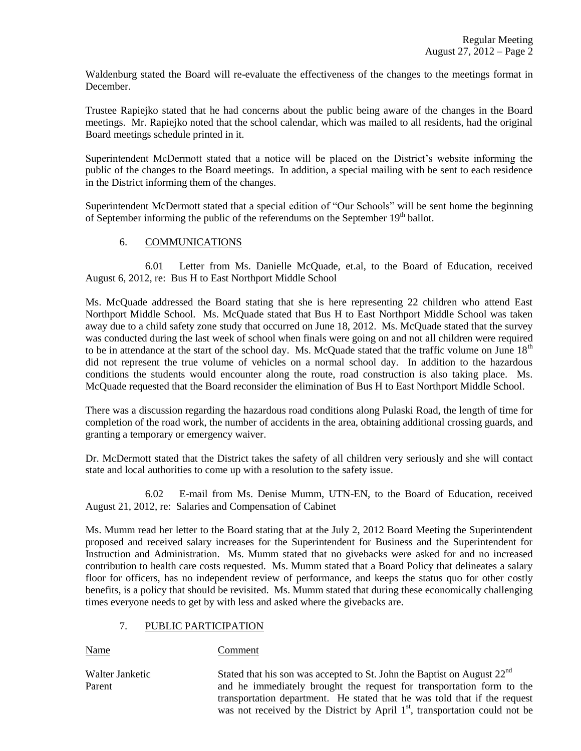Waldenburg stated the Board will re-evaluate the effectiveness of the changes to the meetings format in December.

Trustee Rapiejko stated that he had concerns about the public being aware of the changes in the Board meetings. Mr. Rapiejko noted that the school calendar, which was mailed to all residents, had the original Board meetings schedule printed in it.

Superintendent McDermott stated that a notice will be placed on the District's website informing the public of the changes to the Board meetings. In addition, a special mailing with be sent to each residence in the District informing them of the changes.

Superintendent McDermott stated that a special edition of "Our Schools" will be sent home the beginning of September informing the public of the referendums on the September 19th ballot.

6. COMMUNICATIONS

6.01 Letter from Ms. Danielle McQuade, et.al, to the Board of Education, received August 6, 2012, re: Bus H to East Northport Middle School

Ms. McQuade addressed the Board stating that she is here representing 22 children who attend East Northport Middle School. Ms. McQuade stated that Bus H to East Northport Middle School was taken away due to a child safety zone study that occurred on June 18, 2012. Ms. McQuade stated that the survey was conducted during the last week of school when finals were going on and not all children were required to be in attendance at the start of the school day. Ms. McQuade stated that the traffic volume on June 18th did not represent the true volume of vehicles on a normal school day. In addition to the hazardous conditions the students would encounter along the route, road construction is also taking place. Ms. McQuade requested that the Board reconsider the elimination of Bus H to East Northport Middle School.

There was a discussion regarding the hazardous road conditions along Pulaski Road, the length of time for completion of the road work, the number of accidents in the area, obtaining additional crossing guards, and granting a temporary or emergency waiver.

Dr. McDermott stated that the District takes the safety of all children very seriously and she will contact state and local authorities to come up with a resolution to the safety issue.

6.02 E-mail from Ms. Denise Mumm, UTN-EN, to the Board of Education, received August 21, 2012, re: Salaries and Compensation of Cabinet

Ms. Mumm read her letter to the Board stating that at the July 2, 2012 Board Meeting the Superintendent proposed and received salary increases for the Superintendent for Business and the Superintendent for Instruction and Administration. Ms. Mumm stated that no givebacks were asked for and no increased contribution to health care costs requested. Ms. Mumm stated that a Board Policy that delineates a salary floor for officers, has no independent review of performance, and keeps the status quo for other costly benefits, is a policy that should be revisited. Ms. Mumm stated that during these economically challenging times everyone needs to get by with less and asked where the givebacks are.

7. PUBLIC PARTICIPATION

| Name | Comment |
|---|---|
| Walter Janketic<br>Parent | Stated that his son was accepted to St. John the Baptist on August 22nd and he immediately brought the request for transportation form to the transportation department. He stated that he was told that if the request was not received by the District by April 1st, transportation could not be |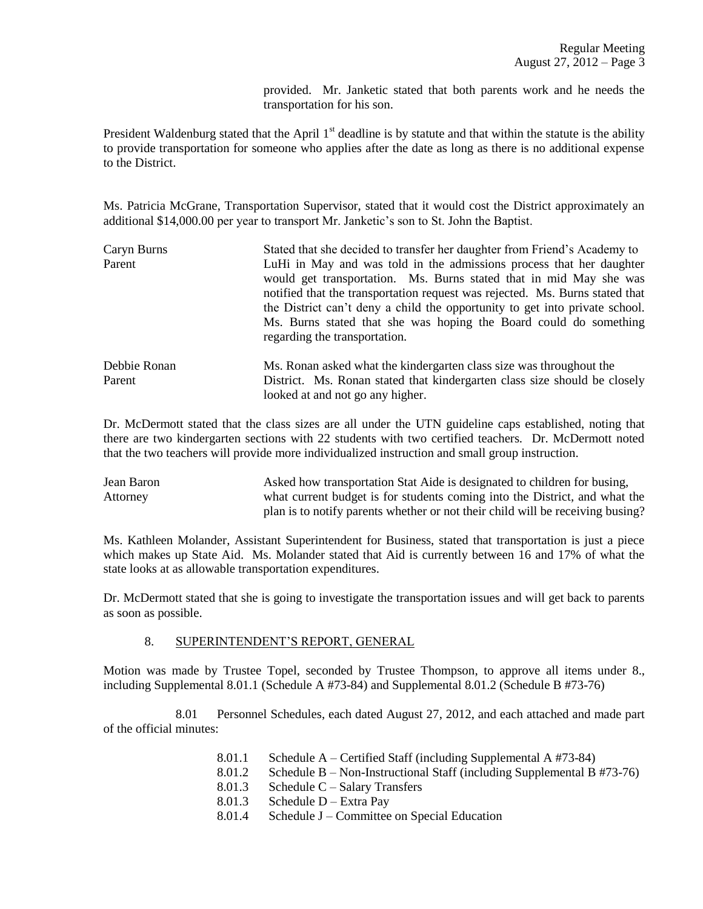provided. Mr. Janketic stated that both parents work and he needs the transportation for his son.

President Waldenburg stated that the April 1st deadline is by statute and that within the statute is the ability to provide transportation for someone who applies after the date as long as there is no additional expense to the District.

Ms. Patricia McGrane, Transportation Supervisor, stated that it would cost the District approximately an additional $14,000.00 per year to transport Mr. Janketic's son to St. John the Baptist.

Caryn Burns
Parent

Stated that she decided to transfer her daughter from Friend's Academy to LuHi in May and was told in the admissions process that her daughter would get transportation. Ms. Burns stated that in mid May she was notified that the transportation request was rejected. Ms. Burns stated that the District can't deny a child the opportunity to get into private school. Ms. Burns stated that she was hoping the Board could do something regarding the transportation.

Debbie Ronan
Parent

Ms. Ronan asked what the kindergarten class size was throughout the District. Ms. Ronan stated that kindergarten class size should be closely looked at and not go any higher.

Dr. McDermott stated that the class sizes are all under the UTN guideline caps established, noting that there are two kindergarten sections with 22 students with two certified teachers. Dr. McDermott noted that the two teachers will provide more individualized instruction and small group instruction.

Jean Baron
Attorney

Asked how transportation Stat Aide is designated to children for busing, what current budget is for students coming into the District, and what the plan is to notify parents whether or not their child will be receiving busing?

Ms. Kathleen Molander, Assistant Superintendent for Business, stated that transportation is just a piece which makes up State Aid. Ms. Molander stated that Aid is currently between 16 and 17% of what the state looks at as allowable transportation expenditures.

Dr. McDermott stated that she is going to investigate the transportation issues and will get back to parents as soon as possible.

## 8. SUPERINTENDENT'S REPORT, GENERAL

Motion was made by Trustee Topel, seconded by Trustee Thompson, to approve all items under 8., including Supplemental 8.01.1 (Schedule A #73-84) and Supplemental 8.01.2 (Schedule B #73-76)

8.01 Personnel Schedules, each dated August 27, 2012, and each attached and made part of the official minutes:

- 8.01.1 Schedule A – Certified Staff (including Supplemental A #73-84)
- 8.01.2 Schedule B – Non-Instructional Staff (including Supplemental B #73-76)
- 8.01.3 Schedule C – Salary Transfers
- 8.01.3 Schedule D – Extra Pay
- 8.01.4 Schedule J – Committee on Special Education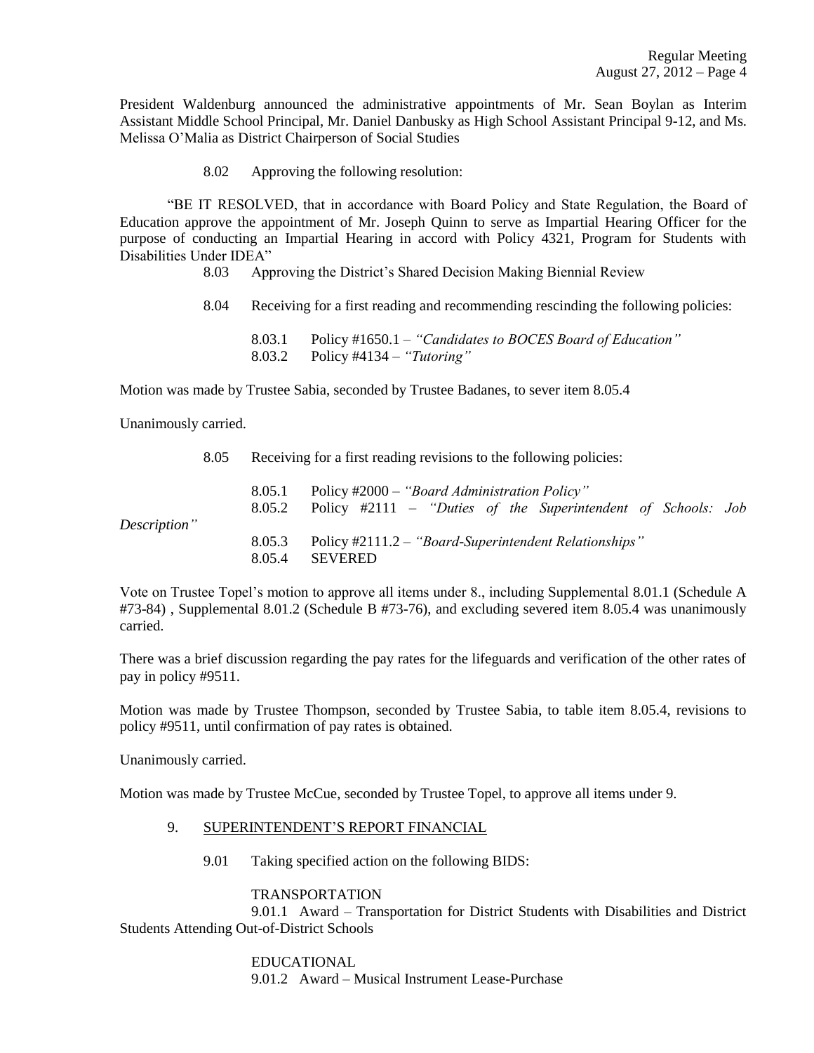President Waldenburg announced the administrative appointments of Mr. Sean Boylan as Interim Assistant Middle School Principal, Mr. Daniel Danbusky as High School Assistant Principal 9-12, and Ms. Melissa O'Malia as District Chairperson of Social Studies

8.02 Approving the following resolution:

"BE IT RESOLVED, that in accordance with Board Policy and State Regulation, the Board of Education approve the appointment of Mr. Joseph Quinn to serve as Impartial Hearing Officer for the purpose of conducting an Impartial Hearing in accord with Policy 4321, Program for Students with Disabilities Under IDEA"

8.03 Approving the District's Shared Decision Making Biennial Review

8.04 Receiving for a first reading and recommending rescinding the following policies:

8.03.1 Policy #1650.1 – *"Candidates to BOCES Board of Education"*
8.03.2 Policy #4134 – *"Tutoring"*

Motion was made by Trustee Sabia, seconded by Trustee Badanes, to sever item 8.05.4

Unanimously carried.

8.05 Receiving for a first reading revisions to the following policies:

8.05.1 Policy #2000 – *"Board Administration Policy"*
8.05.2 Policy #2111 – *"Duties of the Superintendent of Schools: Job Description"*
8.05.3 Policy #2111.2 – *"Board-Superintendent Relationships"*
8.05.4 SEVERED

Vote on Trustee Topel's motion to approve all items under 8., including Supplemental 8.01.1 (Schedule A #73-84) , Supplemental 8.01.2 (Schedule B #73-76), and excluding severed item 8.05.4 was unanimously carried.

There was a brief discussion regarding the pay rates for the lifeguards and verification of the other rates of pay in policy #9511.

Motion was made by Trustee Thompson, seconded by Trustee Sabia, to table item 8.05.4, revisions to policy #9511, until confirmation of pay rates is obtained.

Unanimously carried.

Motion was made by Trustee McCue, seconded by Trustee Topel, to approve all items under 9.

9. SUPERINTENDENT'S REPORT FINANCIAL

9.01 Taking specified action on the following BIDS:

TRANSPORTATION
9.01.1 Award – Transportation for District Students with Disabilities and District Students Attending Out-of-District Schools

EDUCATIONAL
9.01.2 Award – Musical Instrument Lease-Purchase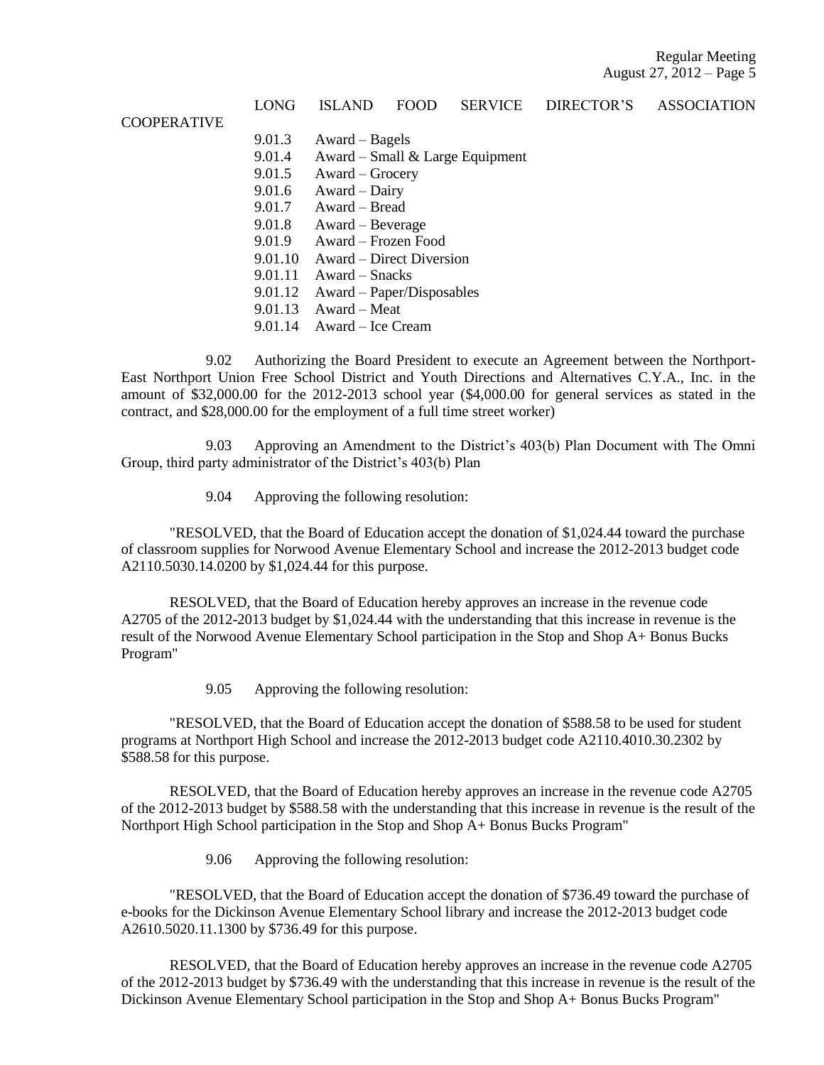LONG ISLAND FOOD SERVICE DIRECTOR'S ASSOCIATION COOPERATIVE

- 9.01.3 Award – Bagels
- 9.01.4 Award – Small & Large Equipment
- 9.01.5 Award – Grocery
- 9.01.6 Award – Dairy
- 9.01.7 Award – Bread
- 9.01.8 Award – Beverage
- 9.01.9 Award – Frozen Food
- 9.01.10 Award – Direct Diversion
- 9.01.11 Award – Snacks
- 9.01.12 Award – Paper/Disposables
- 9.01.13 Award – Meat
- 9.01.14 Award – Ice Cream

9.02 Authorizing the Board President to execute an Agreement between the Northport-East Northport Union Free School District and Youth Directions and Alternatives C.Y.A., Inc. in the amount of $32,000.00 for the 2012-2013 school year ($4,000.00 for general services as stated in the contract, and $28,000.00 for the employment of a full time street worker)

9.03 Approving an Amendment to the District's 403(b) Plan Document with The Omni Group, third party administrator of the District's 403(b) Plan

9.04 Approving the following resolution:

"RESOLVED, that the Board of Education accept the donation of $1,024.44 toward the purchase of classroom supplies for Norwood Avenue Elementary School and increase the 2012-2013 budget code A2110.5030.14.0200 by $1,024.44 for this purpose.

RESOLVED, that the Board of Education hereby approves an increase in the revenue code A2705 of the 2012-2013 budget by $1,024.44 with the understanding that this increase in revenue is the result of the Norwood Avenue Elementary School participation in the Stop and Shop A+ Bonus Bucks Program"

9.05 Approving the following resolution:

"RESOLVED, that the Board of Education accept the donation of $588.58 to be used for student programs at Northport High School and increase the 2012-2013 budget code A2110.4010.30.2302 by $588.58 for this purpose.

RESOLVED, that the Board of Education hereby approves an increase in the revenue code A2705 of the 2012-2013 budget by $588.58 with the understanding that this increase in revenue is the result of the Northport High School participation in the Stop and Shop A+ Bonus Bucks Program"

9.06 Approving the following resolution:

"RESOLVED, that the Board of Education accept the donation of $736.49 toward the purchase of e-books for the Dickinson Avenue Elementary School library and increase the 2012-2013 budget code A2610.5020.11.1300 by $736.49 for this purpose.

RESOLVED, that the Board of Education hereby approves an increase in the revenue code A2705 of the 2012-2013 budget by $736.49 with the understanding that this increase in revenue is the result of the Dickinson Avenue Elementary School participation in the Stop and Shop A+ Bonus Bucks Program"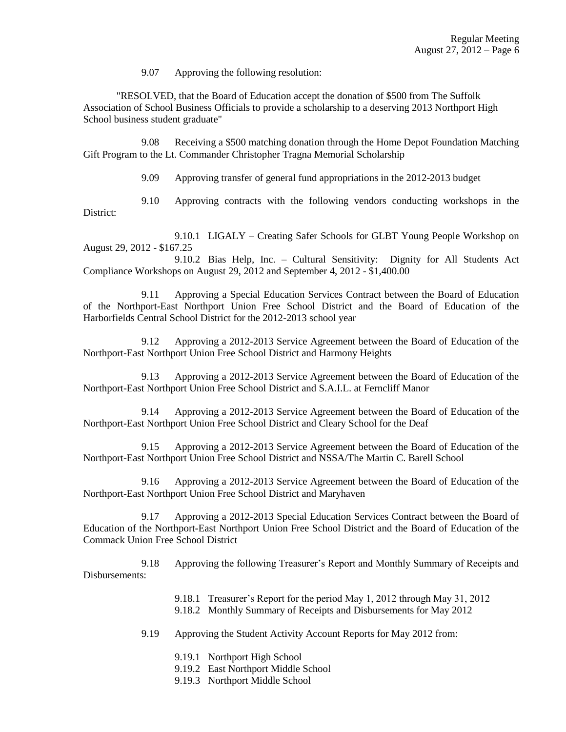9.07 Approving the following resolution:

"RESOLVED, that the Board of Education accept the donation of $500 from The Suffolk Association of School Business Officials to provide a scholarship to a deserving 2013 Northport High School business student graduate"

9.08 Receiving a $500 matching donation through the Home Depot Foundation Matching Gift Program to the Lt. Commander Christopher Tragna Memorial Scholarship

9.09 Approving transfer of general fund appropriations in the 2012-2013 budget

9.10 Approving contracts with the following vendors conducting workshops in the District:

9.10.1 LIGALY – Creating Safer Schools for GLBT Young People Workshop on August 29, 2012 - $167.25

9.10.2 Bias Help, Inc. – Cultural Sensitivity: Dignity for All Students Act Compliance Workshops on August 29, 2012 and September 4, 2012 - $1,400.00

9.11 Approving a Special Education Services Contract between the Board of Education of the Northport-East Northport Union Free School District and the Board of Education of the Harborfields Central School District for the 2012-2013 school year

9.12 Approving a 2012-2013 Service Agreement between the Board of Education of the Northport-East Northport Union Free School District and Harmony Heights

9.13 Approving a 2012-2013 Service Agreement between the Board of Education of the Northport-East Northport Union Free School District and S.A.I.L. at Ferncliff Manor

9.14 Approving a 2012-2013 Service Agreement between the Board of Education of the Northport-East Northport Union Free School District and Cleary School for the Deaf

9.15 Approving a 2012-2013 Service Agreement between the Board of Education of the Northport-East Northport Union Free School District and NSSA/The Martin C. Barell School

9.16 Approving a 2012-2013 Service Agreement between the Board of Education of the Northport-East Northport Union Free School District and Maryhaven

9.17 Approving a 2012-2013 Special Education Services Contract between the Board of Education of the Northport-East Northport Union Free School District and the Board of Education of the Commack Union Free School District

9.18 Approving the following Treasurer's Report and Monthly Summary of Receipts and Disbursements:

9.18.1 Treasurer's Report for the period May 1, 2012 through May 31, 2012
9.18.2 Monthly Summary of Receipts and Disbursements for May 2012

9.19 Approving the Student Activity Account Reports for May 2012 from:

9.19.1 Northport High School
9.19.2 East Northport Middle School
9.19.3 Northport Middle School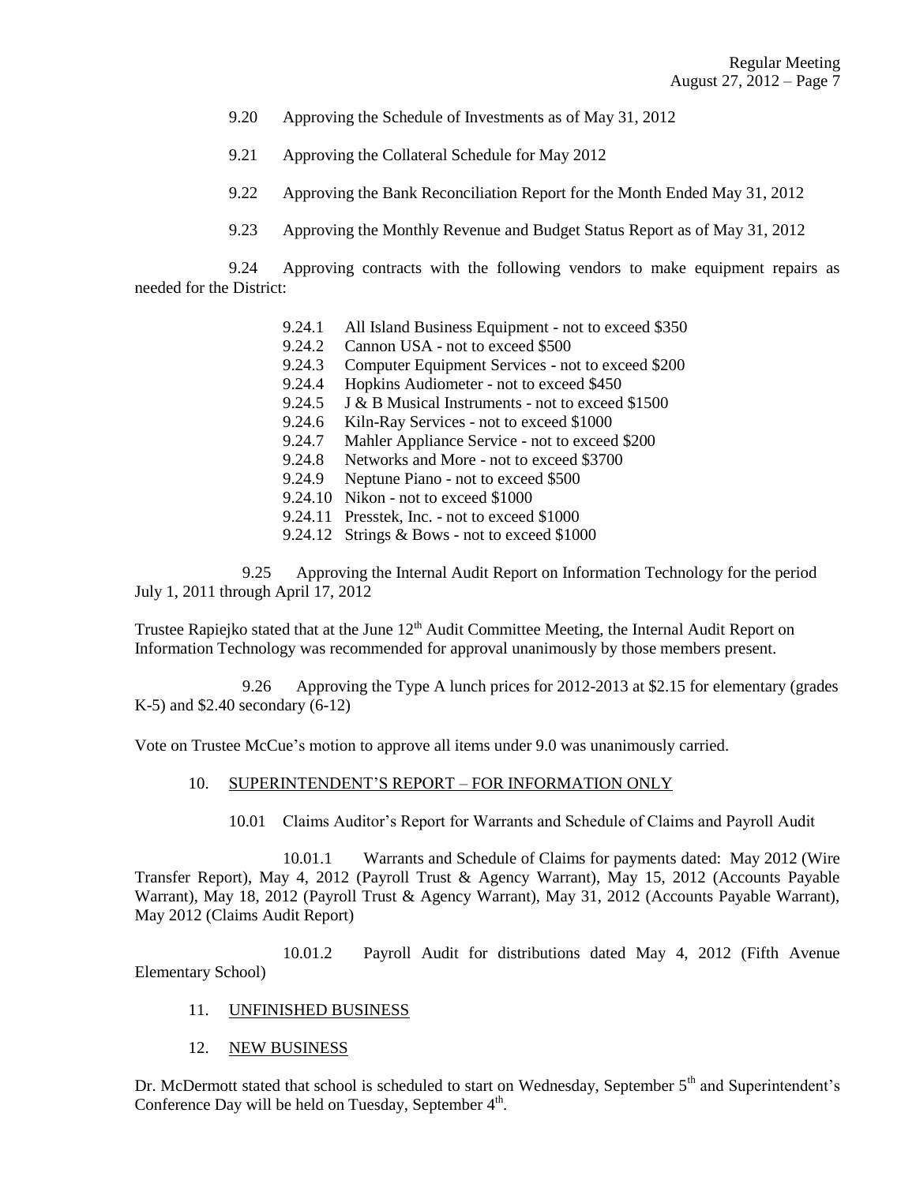9.20 Approving the Schedule of Investments as of May 31, 2012

9.21 Approving the Collateral Schedule for May 2012

9.22 Approving the Bank Reconciliation Report for the Month Ended May 31, 2012

9.23 Approving the Monthly Revenue and Budget Status Report as of May 31, 2012

9.24 Approving contracts with the following vendors to make equipment repairs as needed for the District:

- 9.24.1 All Island Business Equipment - not to exceed $350
- 9.24.2 Cannon USA - not to exceed $500
- 9.24.3 Computer Equipment Services - not to exceed $200
- 9.24.4 Hopkins Audiometer - not to exceed $450
- 9.24.5 J & B Musical Instruments - not to exceed $1500
- 9.24.6 Kiln-Ray Services - not to exceed $1000
- 9.24.7 Mahler Appliance Service - not to exceed $200
- 9.24.8 Networks and More - not to exceed $3700
- 9.24.9 Neptune Piano - not to exceed $500
- 9.24.10 Nikon - not to exceed $1000
- 9.24.11 Presstek, Inc. - not to exceed $1000
- 9.24.12 Strings & Bows - not to exceed $1000

9.25 Approving the Internal Audit Report on Information Technology for the period July 1, 2011 through April 17, 2012

Trustee Rapiejko stated that at the June 12th Audit Committee Meeting, the Internal Audit Report on Information Technology was recommended for approval unanimously by those members present.

9.26 Approving the Type A lunch prices for 2012-2013 at $2.15 for elementary (grades K-5) and $2.40 secondary (6-12)

Vote on Trustee McCue's motion to approve all items under 9.0 was unanimously carried.

## 10. SUPERINTENDENT'S REPORT – FOR INFORMATION ONLY

10.01 Claims Auditor's Report for Warrants and Schedule of Claims and Payroll Audit

10.01.1 Warrants and Schedule of Claims for payments dated: May 2012 (Wire Transfer Report), May 4, 2012 (Payroll Trust & Agency Warrant), May 15, 2012 (Accounts Payable Warrant), May 18, 2012 (Payroll Trust & Agency Warrant), May 31, 2012 (Accounts Payable Warrant), May 2012 (Claims Audit Report)

10.01.2 Payroll Audit for distributions dated May 4, 2012 (Fifth Avenue Elementary School)

## 11. UNFINISHED BUSINESS

## 12. NEW BUSINESS

Dr. McDermott stated that school is scheduled to start on Wednesday, September 5th and Superintendent's Conference Day will be held on Tuesday, September 4th.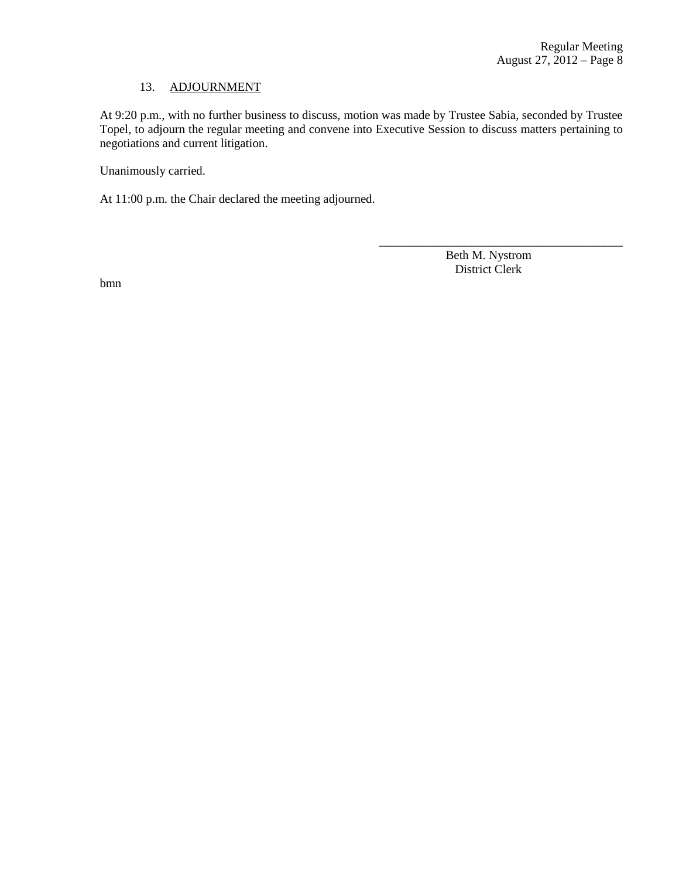13. ADJOURNMENT

At 9:20 p.m., with no further business to discuss, motion was made by Trustee Sabia, seconded by Trustee Topel, to adjourn the regular meeting and convene into Executive Session to discuss matters pertaining to negotiations and current litigation.

Unanimously carried.

At 11:00 p.m. the Chair declared the meeting adjourned.

\_\_\_\_\_\_\_\_\_\_\_\_\_\_\_\_\_\_\_\_\_\_\_\_\_\_\_\_\_\_\_\_\_\_\_\_\_\_\_\_

Beth M. Nystrom
District Clerk

bmn